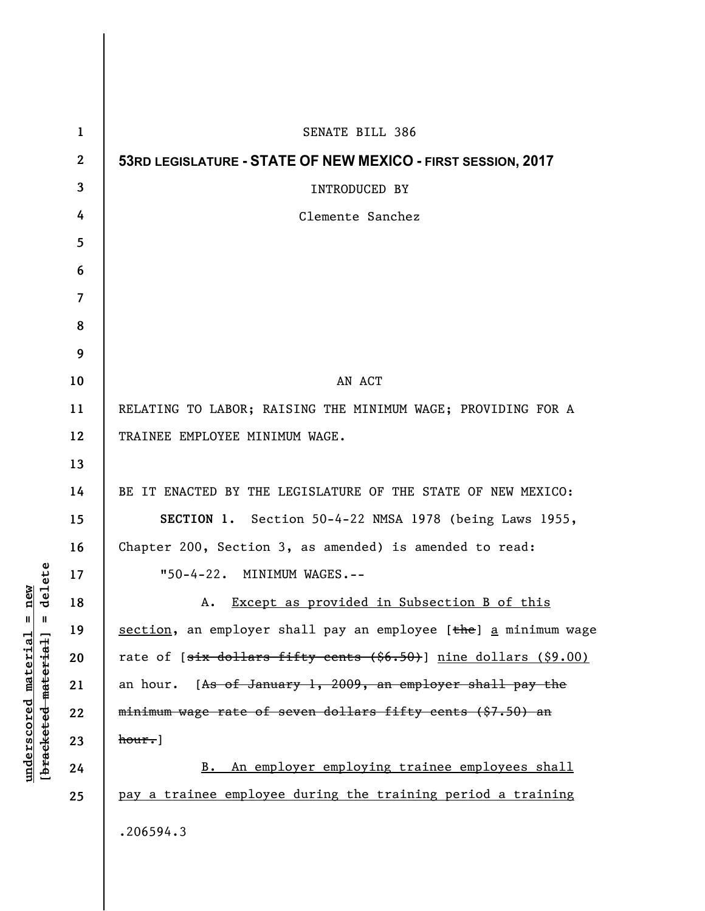SENATE BILL 386

**53RD LEGISLATURE - STATE OF NEW MEXICO - FIRST SESSION, 2017**

INTRODUCED BY

Clemente Sanchez

AN ACT

RELATING TO LABOR; RAISING THE MINIMUM WAGE; PROVIDING FOR A TRAINEE EMPLOYEE MINIMUM WAGE.

BE IT ENACTED BY THE LEGISLATURE OF THE STATE OF NEW MEXICO:

**SECTION 1.** Section 50-4-22 NMSA 1978 (being Laws 1955, Chapter 200, Section 3, as amended) is amended to read:

"50-4-22. MINIMUM WAGES.--

A. <u>Except as provided in Subsection B of this section</u>, an employer shall pay an employee [~~the~~] <u>a</u> minimum wage rate of [~~six dollars fifty cents ($6.50)~~] <u>nine dollars ($9.00)</u> an hour. [~~As of January 1, 2009, an employer shall pay the minimum wage rate of seven dollars fifty cents ($7.50) an hour.~~]

<u>B. An employer employing trainee employees shall pay a trainee employee during the training period a training</u>

.206594.3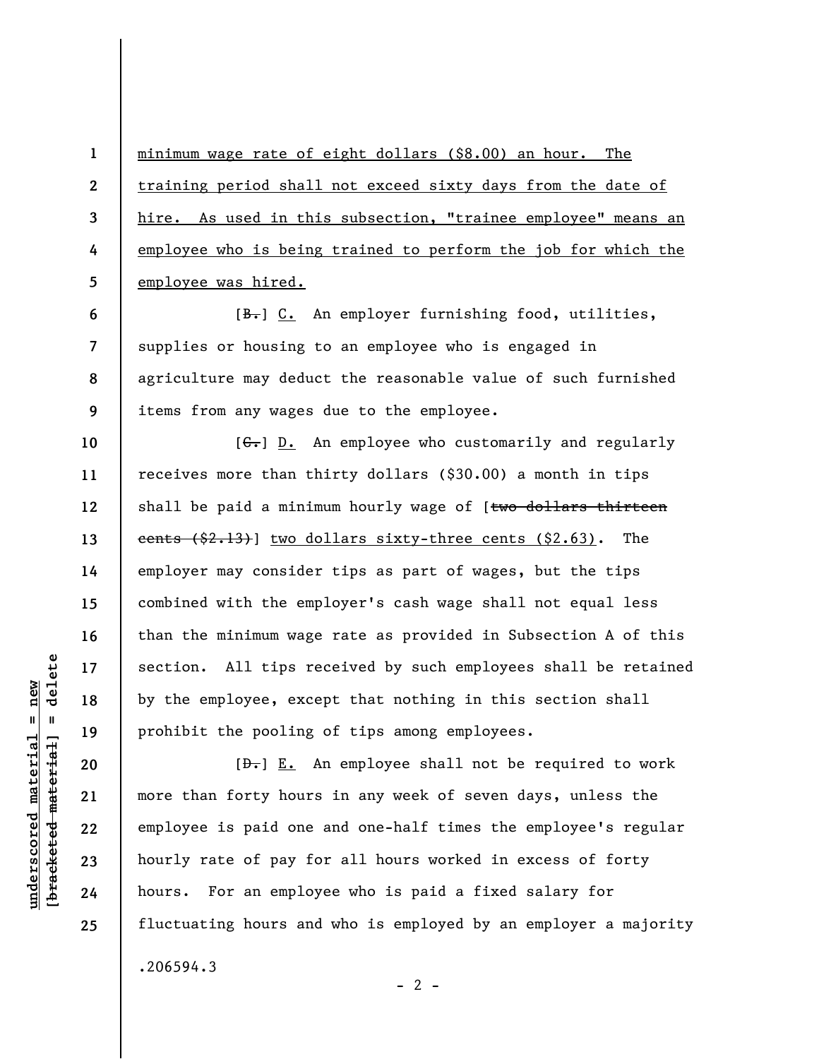minimum wage rate of eight dollars ($8.00) an hour. The training period shall not exceed sixty days from the date of hire. As used in this subsection, "trainee employee" means an employee who is being trained to perform the job for which the employee was hired.

[~~B.~~] C. An employer furnishing food, utilities, supplies or housing to an employee who is engaged in agriculture may deduct the reasonable value of such furnished items from any wages due to the employee.

[~~C.~~] D. An employee who customarily and regularly receives more than thirty dollars ($30.00) a month in tips shall be paid a minimum hourly wage of [~~two dollars thirteen cents ($2.13)~~] two dollars sixty-three cents ($2.63). The employer may consider tips as part of wages, but the tips combined with the employer's cash wage shall not equal less than the minimum wage rate as provided in Subsection A of this section. All tips received by such employees shall be retained by the employee, except that nothing in this section shall prohibit the pooling of tips among employees.

[~~D.~~] E. An employee shall not be required to work more than forty hours in any week of seven days, unless the employee is paid one and one-half times the employee's regular hourly rate of pay for all hours worked in excess of forty hours. For an employee who is paid a fixed salary for fluctuating hours and who is employed by an employer a majority

.206594.3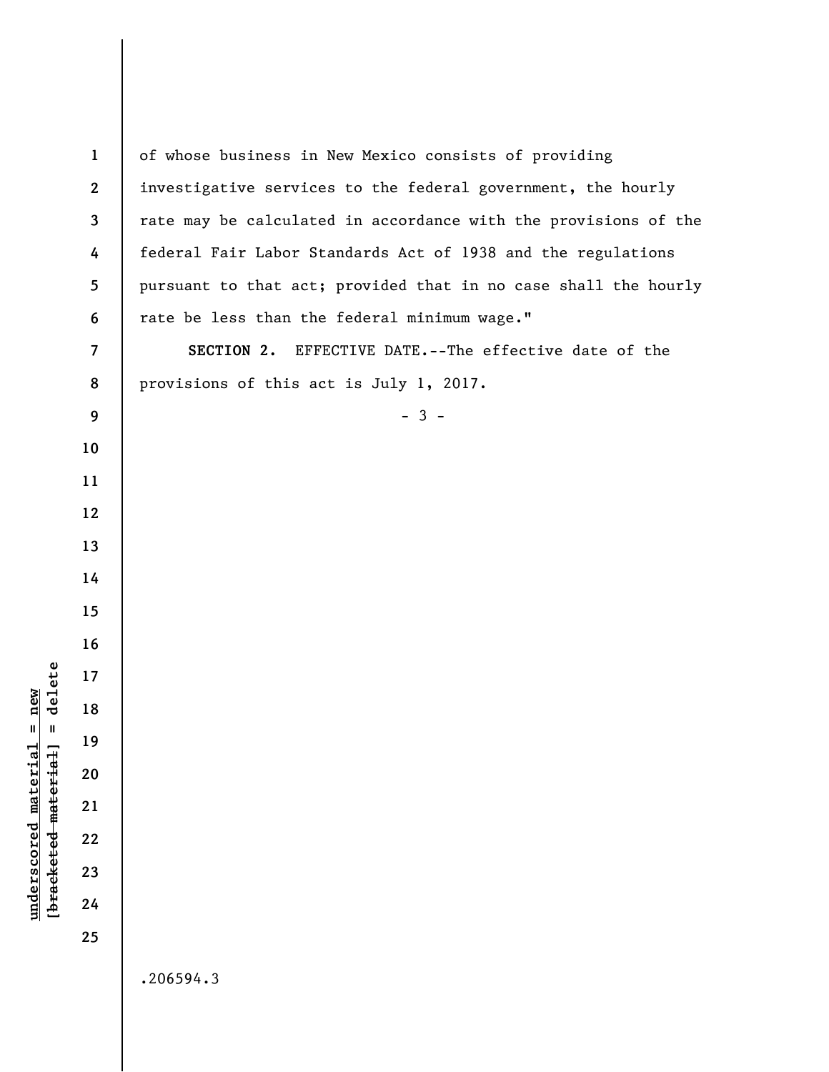of whose business in New Mexico consists of providing investigative services to the federal government, the hourly rate may be calculated in accordance with the provisions of the federal Fair Labor Standards Act of 1938 and the regulations pursuant to that act; provided that in no case shall the hourly rate be less than the federal minimum wage."

**SECTION 2.** EFFECTIVE DATE.--The effective date of the provisions of this act is July 1, 2017.

.206594.3